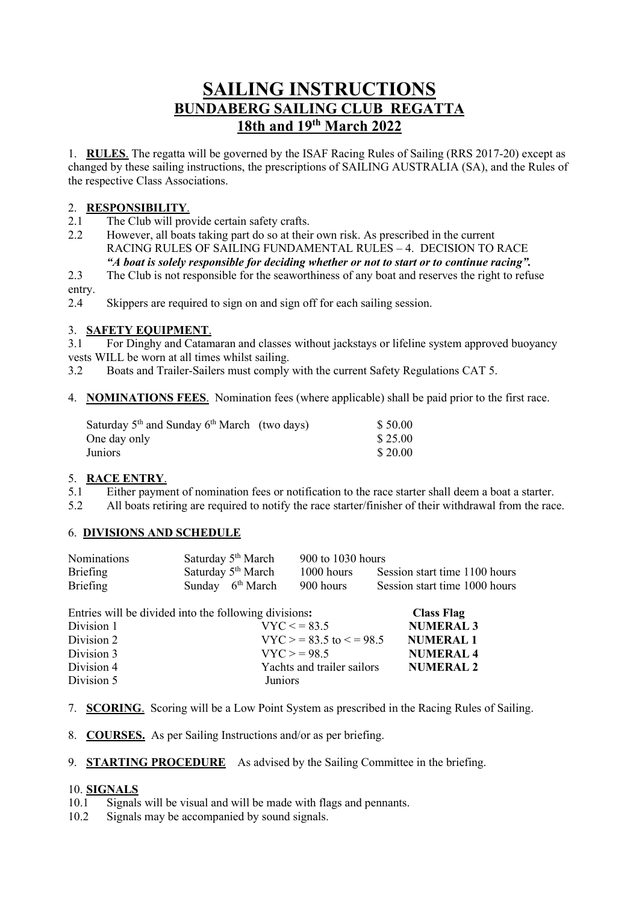# SAILING INSTRUCTIONS

## BUNDABERG SAILING CLUB REGATTA

## 18th and 19th March 2022

1. **RULES**. The regatta will be governed by the ISAF Racing Rules of Sailing (RRS 2017-20) except as changed by these sailing instructions, the prescriptions of SAILING AUSTRALIA (SA), and the Rules of the respective Class Associations.

2. **RESPONSIBILITY**.

2.1 The Club will provide certain safety crafts.

2.2 However, all boats taking part do so at their own risk. As prescribed in the current RACING RULES OF SAILING FUNDAMENTAL RULES – 4. DECISION TO RACE ***"A boat is solely responsible for deciding whether or not to start or to continue racing".***

2.3 The Club is not responsible for the seaworthiness of any boat and reserves the right to refuse entry.

2.4 Skippers are required to sign on and sign off for each sailing session.

3. **SAFETY EQUIPMENT**.

3.1 For Dinghy and Catamaran and classes without jackstays or lifeline system approved buoyancy vests WILL be worn at all times whilst sailing.

3.2 Boats and Trailer-Sailers must comply with the current Safety Regulations CAT 5.

4. **NOMINATIONS FEES**. Nomination fees (where applicable) shall be paid prior to the first race.

| | |
|---|---|
| Saturday 5th and Sunday 6th March (two days) | $ 50.00 |
| One day only | $ 25.00 |
| Juniors | $ 20.00 |

5. **RACE ENTRY**.

5.1 Either payment of nomination fees or notification to the race starter shall deem a boat a starter.

5.2 All boats retiring are required to notify the race starter/finisher of their withdrawal from the race.

6. **DIVISIONS AND SCHEDULE**

| | | | |
|---|---|---|---|
| Nominations | Saturday 5th March | 900 to 1030 hours | |
| Briefing | Saturday 5th March | 1000 hours | Session start time 1100 hours |
| Briefing | Sunday 6th March | 900 hours | Session start time 1000 hours |

| Entries will be divided into the following divisions: | | Class Flag |
|---|---|---|
| Division 1 | VYC < = 83.5 | NUMERAL 3 |
| Division 2 | VYC > = 83.5 to < = 98.5 | NUMERAL 1 |
| Division 3 | VYC > = 98.5 | NUMERAL 4 |
| Division 4 | Yachts and trailer sailors | NUMERAL 2 |
| Division 5 | Juniors | |

7. **SCORING**. Scoring will be a Low Point System as prescribed in the Racing Rules of Sailing.

8. **COURSES.** As per Sailing Instructions and/or as per briefing.

9. **STARTING PROCEDURE** As advised by the Sailing Committee in the briefing.

10. **SIGNALS**

10.1 Signals will be visual and will be made with flags and pennants.

10.2 Signals may be accompanied by sound signals.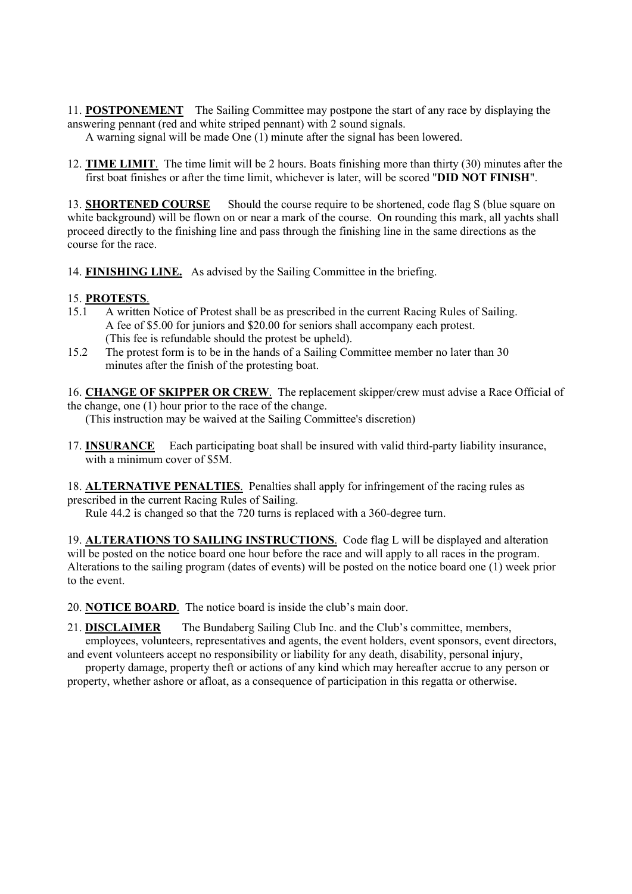11. **POSTPONEMENT** The Sailing Committee may postpone the start of any race by displaying the answering pennant (red and white striped pennant) with 2 sound signals.
A warning signal will be made One (1) minute after the signal has been lowered.

12. **TIME LIMIT**. The time limit will be 2 hours. Boats finishing more than thirty (30) minutes after the first boat finishes or after the time limit, whichever is later, will be scored "**DID NOT FINISH**".

13. **SHORTENED COURSE** Should the course require to be shortened, code flag S (blue square on white background) will be flown on or near a mark of the course. On rounding this mark, all yachts shall proceed directly to the finishing line and pass through the finishing line in the same directions as the course for the race.

14. **FINISHING LINE.** As advised by the Sailing Committee in the briefing.

15. **PROTESTS**.

15.1 A written Notice of Protest shall be as prescribed in the current Racing Rules of Sailing. A fee of $5.00 for juniors and $20.00 for seniors shall accompany each protest. (This fee is refundable should the protest be upheld).

15.2 The protest form is to be in the hands of a Sailing Committee member no later than 30 minutes after the finish of the protesting boat.

16. **CHANGE OF SKIPPER OR CREW**. The replacement skipper/crew must advise a Race Official of the change, one (1) hour prior to the race of the change.
(This instruction may be waived at the Sailing Committee's discretion)

17. **INSURANCE** Each participating boat shall be insured with valid third-party liability insurance, with a minimum cover of $5M.

18. **ALTERNATIVE PENALTIES**. Penalties shall apply for infringement of the racing rules as prescribed in the current Racing Rules of Sailing.
Rule 44.2 is changed so that the 720 turns is replaced with a 360-degree turn.

19. **ALTERATIONS TO SAILING INSTRUCTIONS**. Code flag L will be displayed and alteration will be posted on the notice board one hour before the race and will apply to all races in the program. Alterations to the sailing program (dates of events) will be posted on the notice board one (1) week prior to the event.

20. **NOTICE BOARD**. The notice board is inside the club's main door.

21. **DISCLAIMER** The Bundaberg Sailing Club Inc. and the Club's committee, members, employees, volunteers, representatives and agents, the event holders, event sponsors, event directors, and event volunteers accept no responsibility or liability for any death, disability, personal injury, property damage, property theft or actions of any kind which may hereafter accrue to any person or property, whether ashore or afloat, as a consequence of participation in this regatta or otherwise.